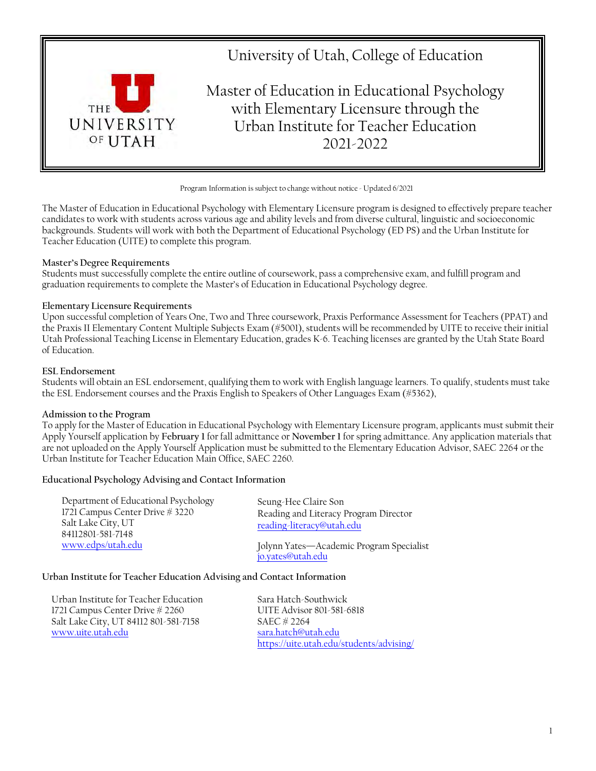# University of Utah, College of Education

## Master of Education in Educational Psychology with Elementary Licensure through the Urban Institute for Teacher Education 2021-2022

Program Information is subject to change without notice - Updated 6/2021

The Master of Education in Educational Psychology with Elementary Licensure program is designed to effectively prepare teacher candidates to work with students across various age and ability levels and from diverse cultural, linguistic and socioeconomic backgrounds. Students will work with both the Department of Educational Psychology (ED PS) and the Urban Institute for Teacher Education (UITE) to complete this program.

### Master's Degree Requirements

Students must successfully complete the entire outline of coursework, pass a comprehensive exam, and fulfill program and graduation requirements to complete the Master's of Education in Educational Psychology degree.

### Elementary Licensure Requirements

Upon successful completion of Years One, Two and Three coursework, Praxis Performance Assessment for Teachers (PPAT) and the Praxis II Elementary Content Multiple Subjects Exam (#5001), students will be recommended by UITE to receive their initial Utah Professional Teaching License in Elementary Education, grades K-6. Teaching licenses are granted by the Utah State Board of Education.

### ESL Endorsement

Students will obtain an ESL endorsement, qualifying them to work with English language learners. To qualify, students must take the ESL Endorsement courses and the Praxis English to Speakers of Other Languages Exam (#5362),

### Admission to the Program

To apply for the Master of Education in Educational Psychology with Elementary Licensure program, applicants must submit their Apply Yourself application by **February 1** for fall admittance or **November 1** for spring admittance. Any application materials that are not uploaded on the Apply Yourself Application must be submitted to the Elementary Education Advisor, SAEC 2264 or the Urban Institute for Teacher Education Main Office, SAEC 2260.

### Educational Psychology Advising and Contact Information

Department of Educational Psychology
1721 Campus Center Drive # 3220
Salt Lake City, UT
84112801-581-7148
www.edps/utah.edu

Seung-Hee Claire Son
Reading and Literacy Program Director
reading-literacy@utah.edu

Jolynn Yates—Academic Program Specialist
jo.yates@utah.edu

### Urban Institute for Teacher Education Advising and Contact Information

Urban Institute for Teacher Education
1721 Campus Center Drive # 2260
Salt Lake City, UT 84112 801-581-7158
www.uite.utah.edu

Sara Hatch-Southwick
UITE Advisor 801-581-6818
SAEC # 2264
sara.hatch@utah.edu
https://uite.utah.edu/students/advising/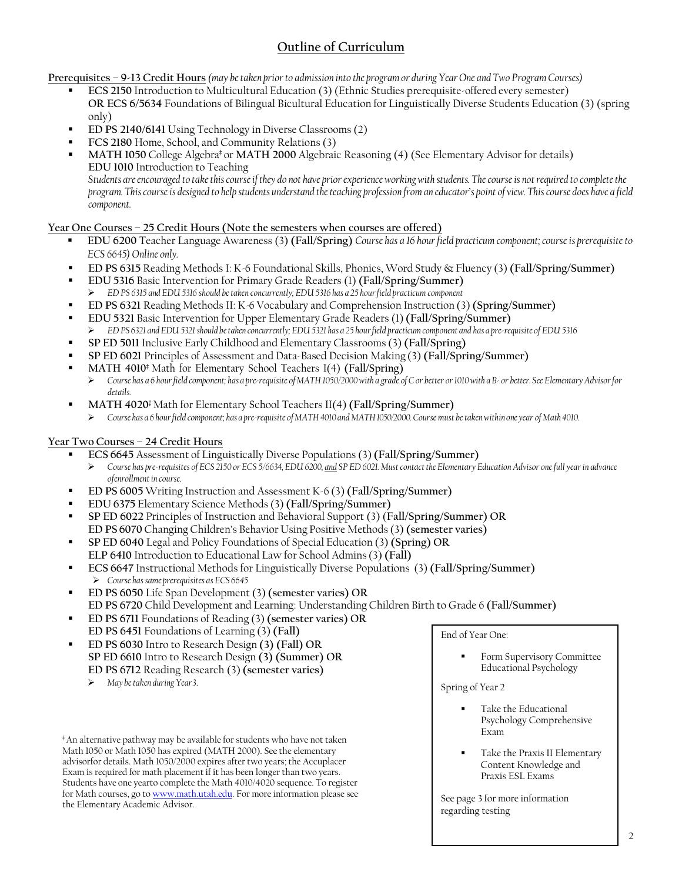## Outline of Curriculum

**Prerequisites – 9-13 Credit Hours** *(may be taken prior to admission into the program or during Year One and Two Program Courses)*

- **ECS 2150** Introduction to Multicultural Education (3) (Ethnic Studies prerequisite-offered every semester) **OR ECS 6/5634** Foundations of Bilingual Bicultural Education for Linguistically Diverse Students Education (3) (spring only)
- **ED PS 2140/6141** Using Technology in Diverse Classrooms (2)
- **FCS 2180** Home, School, and Community Relations (3)
- **MATH 1050** College Algebra‡ or **MATH 2000** Algebraic Reasoning (4) (See Elementary Advisor for details) **EDU 1010** Introduction to Teaching
  *Students are encouraged to take this course if they do not have prior experience working with students. The course is not required to complete the program. This course is designed to help students understand the teaching profession from an educator's point of view. This course does have a field component.*

**Year One Courses – 25 Credit Hours (Note the semesters when courses are offered)**

- **EDU 6200** Teacher Language Awareness (3) **(Fall/Spring)** *Course has a 16 hour field practicum component; course is prerequisite to ECS 6645) Online only.*
- **ED PS 6315** Reading Methods I: K-6 Foundational Skills, Phonics, Word Study & Fluency (3) **(Fall/Spring/Summer)**
- **EDU 5316** Basic Intervention for Primary Grade Readers (1) **(Fall/Spring/Summer)**
  - *ED PS 6315 and EDU 5316 should be taken concurrently; EDU 5316 has a 25 hour field practicum component*
- **ED PS 6321** Reading Methods II: K-6 Vocabulary and Comprehension Instruction (3) **(Spring/Summer)**
- **EDU 5321** Basic Intervention for Upper Elementary Grade Readers (1) **(Fall/Spring/Summer)**
  - *ED PS 6321 and EDU 5321 should be taken concurrently; EDU 5321 has a 25 hour field practicum component and has a pre-requisite of EDU 5316*
- **SP ED 5011** Inclusive Early Childhood and Elementary Classrooms (3) **(Fall/Spring)**
- **SP ED 6021** Principles of Assessment and Data-Based Decision Making (3) **(Fall/Spring/Summer)**
- **MATH 4010‡** Math for Elementary School Teachers I(4) **(Fall/Spring)**
  - *Course has a 6 hour field component; has a pre-requisite of MATH 1050/2000 with a grade of C or better or 1010 with a B- or better. See Elementary Advisor for details.*
- **MATH 4020‡** Math for Elementary School Teachers II(4) **(Fall/Spring/Summer)**
  - *Course has a 6 hour field component; has a pre-requisite of MATH 4010 and MATH 1050/2000. Course must be taken within one year of Math 4010.*

**Year Two Courses – 24 Credit Hours**

- **ECS 6645** Assessment of Linguistically Diverse Populations (3) **(Fall/Spring/Summer)**
  - *Course has pre-requisites of ECS 2150 or ECS 5/6634, EDU 6200, and SP ED 6021. Must contact the Elementary Education Advisor one full year in advance ofenrollment in course.*
- **ED PS 6005** Writing Instruction and Assessment K-6 (3) **(Fall/Spring/Summer)**
- **EDU 6375** Elementary Science Methods (3) **(Fall/Spring/Summer)**
- **SP ED 6022** Principles of Instruction and Behavioral Support (3) **(Fall/Spring/Summer) OR ED PS 6070** Changing Children's Behavior Using Positive Methods (3) **(semester varies)**
- **SP ED 6040** Legal and Policy Foundations of Special Education (3) **(Spring) OR ELP 6410** Introduction to Educational Law for School Admins (3) **(Fall)**
- **ECS 6647** Instructional Methods for Linguistically Diverse Populations (3) **(Fall/Spring/Summer)**
  - *Course has same prerequisites as ECS 6645*
- **ED PS 6050** Life Span Development (3) **(semester varies) OR ED PS 6720** Child Development and Learning: Understanding Children Birth to Grade 6 **(Fall/Summer)**
- **ED PS 6711** Foundations of Reading (3) **(semester varies) OR ED PS 6451** Foundations of Learning (3) **(Fall)**
- **ED PS 6030** Intro to Research Design **(3) (Fall) OR SP ED 6610** Intro to Research Design **(3) (Summer) OR ED PS 6712** Reading Research (3) **(semester varies)**
  - *May be taken during Year 3.*

‡ An alternative pathway may be available for students who have not taken Math 1050 or Math 1050 has expired (MATH 2000). See the elementary advisorfor details. Math 1050/2000 expires after two years; the Accuplacer Exam is required for math placement if it has been longer than two years. Students have one yearto complete the Math 4010/4020 sequence. To register for Math courses, go to www.math.utah.edu. For more information please see the Elementary Academic Advisor.

End of Year One:

- Form Supervisory Committee Educational Psychology

Spring of Year 2

- Take the Educational Psychology Comprehensive Exam
- Take the Praxis II Elementary Content Knowledge and Praxis ESL Exams

See page 3 for more information regarding testing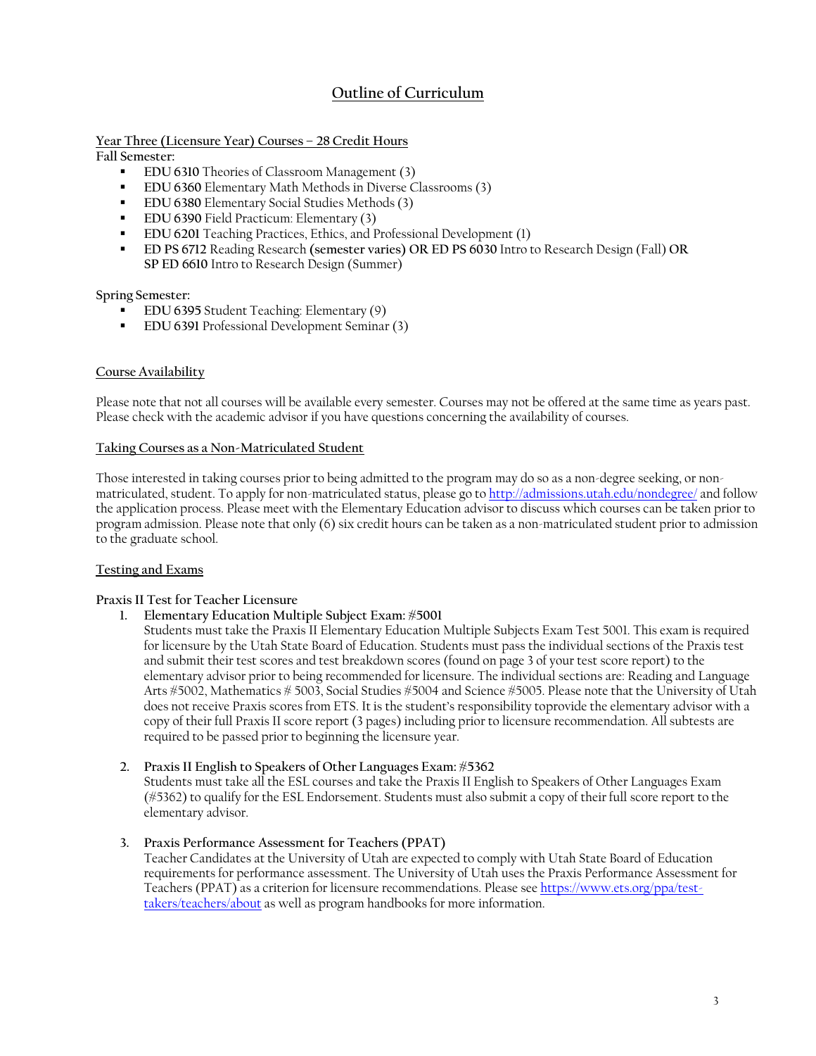# Outline of Curriculum

**Year Three (Licensure Year) Courses – 28 Credit Hours**

**Fall Semester:**

- **EDU 6310** Theories of Classroom Management (3)
- **EDU 6360** Elementary Math Methods in Diverse Classrooms (3)
- **EDU 6380** Elementary Social Studies Methods (3)
- **EDU 6390** Field Practicum: Elementary (3)
- **EDU 6201** Teaching Practices, Ethics, and Professional Development (1)
- **ED PS 6712** Reading Research **(semester varies) OR ED PS 6030** Intro to Research Design (Fall) **OR SP ED 6610** Intro to Research Design (Summer)

**Spring Semester:**

- **EDU 6395** Student Teaching: Elementary (9)
- **EDU 6391** Professional Development Seminar (3)

## Course Availability

Please note that not all courses will be available every semester. Courses may not be offered at the same time as years past. Please check with the academic advisor if you have questions concerning the availability of courses.

## Taking Courses as a Non-Matriculated Student

Those interested in taking courses prior to being admitted to the program may do so as a non-degree seeking, or non-matriculated, student. To apply for non-matriculated status, please go to http://admissions.utah.edu/nondegree/ and follow the application process. Please meet with the Elementary Education advisor to discuss which courses can be taken prior to program admission. Please note that only (6) six credit hours can be taken as a non-matriculated student prior to admission to the graduate school.

## Testing and Exams

**Praxis II Test for Teacher Licensure**

1. **Elementary Education Multiple Subject Exam: #5001**
   Students must take the Praxis II Elementary Education Multiple Subjects Exam Test 5001. This exam is required for licensure by the Utah State Board of Education. Students must pass the individual sections of the Praxis test and submit their test scores and test breakdown scores (found on page 3 of your test score report) to the elementary advisor prior to being recommended for licensure. The individual sections are: Reading and Language Arts #5002, Mathematics # 5003, Social Studies #5004 and Science #5005. Please note that the University of Utah does not receive Praxis scores from ETS. It is the student's responsibility toprovide the elementary advisor with a copy of their full Praxis II score report (3 pages) including prior to licensure recommendation. All subtests are required to be passed prior to beginning the licensure year.

2. **Praxis II English to Speakers of Other Languages Exam: #5362**
   Students must take all the ESL courses and take the Praxis II English to Speakers of Other Languages Exam (#5362) to qualify for the ESL Endorsement. Students must also submit a copy of their full score report to the elementary advisor.

3. **Praxis Performance Assessment for Teachers (PPAT)**
   Teacher Candidates at the University of Utah are expected to comply with Utah State Board of Education requirements for performance assessment. The University of Utah uses the Praxis Performance Assessment for Teachers (PPAT) as a criterion for licensure recommendations. Please see https://www.ets.org/ppa/test-takers/teachers/about as well as program handbooks for more information.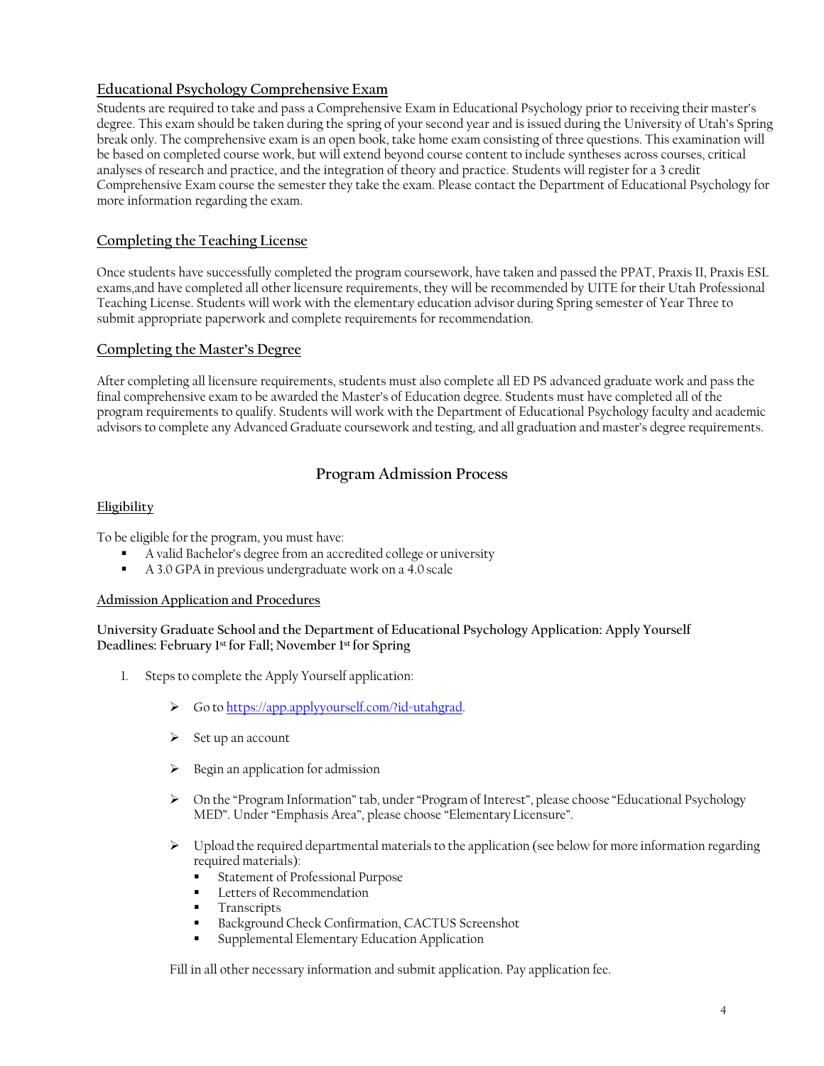### Educational Psychology Comprehensive Exam

Students are required to take and pass a Comprehensive Exam in Educational Psychology prior to receiving their master's degree. This exam should be taken during the spring of your second year and is issued during the University of Utah's Spring break only. The comprehensive exam is an open book, take home exam consisting of three questions. This examination will be based on completed course work, but will extend beyond course content to include syntheses across courses, critical analyses of research and practice, and the integration of theory and practice. Students will register for a 3 credit Comprehensive Exam course the semester they take the exam. Please contact the Department of Educational Psychology for more information regarding the exam.

### Completing the Teaching License

Once students have successfully completed the program coursework, have taken and passed the PPAT, Praxis II, Praxis ESL exams,and have completed all other licensure requirements, they will be recommended by UITE for their Utah Professional Teaching License. Students will work with the elementary education advisor during Spring semester of Year Three to submit appropriate paperwork and complete requirements for recommendation.

### Completing the Master's Degree

After completing all licensure requirements, students must also complete all ED PS advanced graduate work and pass the final comprehensive exam to be awarded the Master's of Education degree. Students must have completed all of the program requirements to qualify. Students will work with the Department of Educational Psychology faculty and academic advisors to complete any Advanced Graduate coursework and testing, and all graduation and master's degree requirements.

## Program Admission Process

### Eligibility

To be eligible for the program, you must have:

- A valid Bachelor's degree from an accredited college or university
- A 3.0 GPA in previous undergraduate work on a 4.0 scale

### Admission Application and Procedures

**University Graduate School and the Department of Educational Psychology Application: Apply Yourself**
**Deadlines: February 1st for Fall; November 1st for Spring**

1. Steps to complete the Apply Yourself application:

   - Go to https://app.applyyourself.com/?id=utahgrad.
   - Set up an account
   - Begin an application for admission
   - On the "Program Information" tab, under "Program of Interest", please choose "Educational Psychology MED". Under "Emphasis Area", please choose "Elementary Licensure".
   - Upload the required departmental materials to the application (see below for more information regarding required materials):
     - Statement of Professional Purpose
     - Letters of Recommendation
     - Transcripts
     - Background Check Confirmation, CACTUS Screenshot
     - Supplemental Elementary Education Application

   Fill in all other necessary information and submit application. Pay application fee.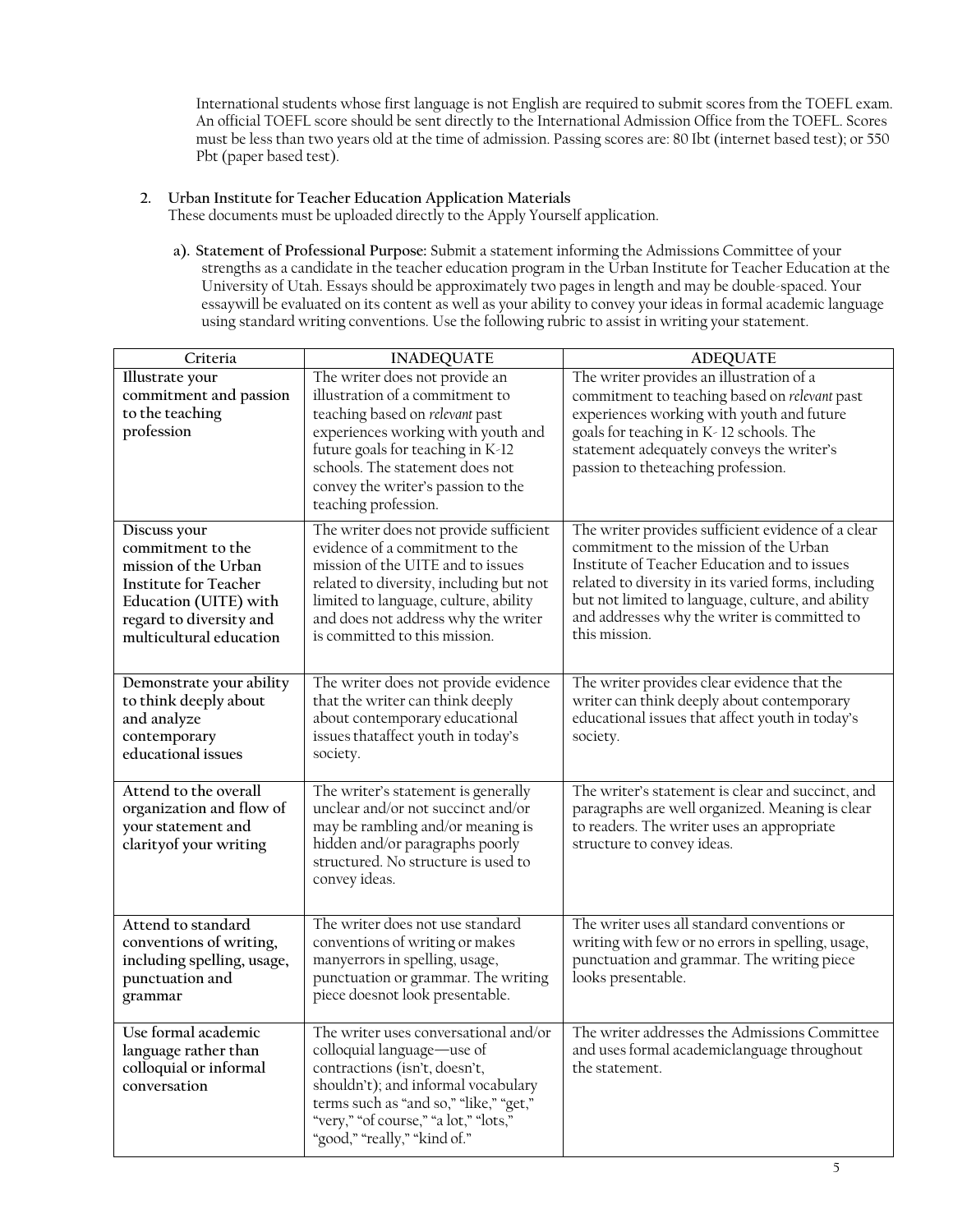International students whose first language is not English are required to submit scores from the TOEFL exam. An official TOEFL score should be sent directly to the International Admission Office from the TOEFL. Scores must be less than two years old at the time of admission. Passing scores are: 80 Ibt (internet based test); or 550 Pbt (paper based test).

2. **Urban Institute for Teacher Education Application Materials**
   These documents must be uploaded directly to the Apply Yourself application.

   a). **Statement of Professional Purpose:** Submit a statement informing the Admissions Committee of your strengths as a candidate in the teacher education program in the Urban Institute for Teacher Education at the University of Utah. Essays should be approximately two pages in length and may be double-spaced. Your essaywill be evaluated on its content as well as your ability to convey your ideas in formal academic language using standard writing conventions. Use the following rubric to assist in writing your statement.

| Criteria | INADEQUATE | ADEQUATE |
|---|---|---|
| **Illustrate your commitment and passion to the teaching profession** | The writer does not provide an illustration of a commitment to teaching based on *relevant* past experiences working with youth and future goals for teaching in K-12 schools. The statement does not convey the writer's passion to the teaching profession. | The writer provides an illustration of a commitment to teaching based on *relevant* past experiences working with youth and future goals for teaching in K- 12 schools. The statement adequately conveys the writer's passion to theteaching profession. |
| **Discuss your commitment to the mission of the Urban Institute for Teacher Education (UITE) with regard to diversity and multicultural education** | The writer does not provide sufficient evidence of a commitment to the mission of the UITE and to issues related to diversity, including but not limited to language, culture, ability and does not address why the writer is committed to this mission. | The writer provides sufficient evidence of a clear commitment to the mission of the Urban Institute of Teacher Education and to issues related to diversity in its varied forms, including but not limited to language, culture, and ability and addresses why the writer is committed to this mission. |
| **Demonstrate your ability to think deeply about and analyze contemporary educational issues** | The writer does not provide evidence that the writer can think deeply about contemporary educational issues thataffect youth in today's society. | The writer provides clear evidence that the writer can think deeply about contemporary educational issues that affect youth in today's society. |
| **Attend to the overall organization and flow of your statement and clarityof your writing** | The writer's statement is generally unclear and/or not succinct and/or may be rambling and/or meaning is hidden and/or paragraphs poorly structured. No structure is used to convey ideas. | The writer's statement is clear and succinct, and paragraphs are well organized. Meaning is clear to readers. The writer uses an appropriate structure to convey ideas. |
| **Attend to standard conventions of writing, including spelling, usage, punctuation and grammar** | The writer does not use standard conventions of writing or makes manyerrors in spelling, usage, punctuation or grammar. The writing piece doesnot look presentable. | The writer uses all standard conventions or writing with few or no errors in spelling, usage, punctuation and grammar. The writing piece looks presentable. |
| **Use formal academic language rather than colloquial or informal conversation** | The writer uses conversational and/or colloquial language—use of contractions (isn't, doesn't, shouldn't); and informal vocabulary terms such as "and so," "like," "get," "very," "of course," "a lot," "lots," "good," "really," "kind of." | The writer addresses the Admissions Committee and uses formal academiclanguage throughout the statement. |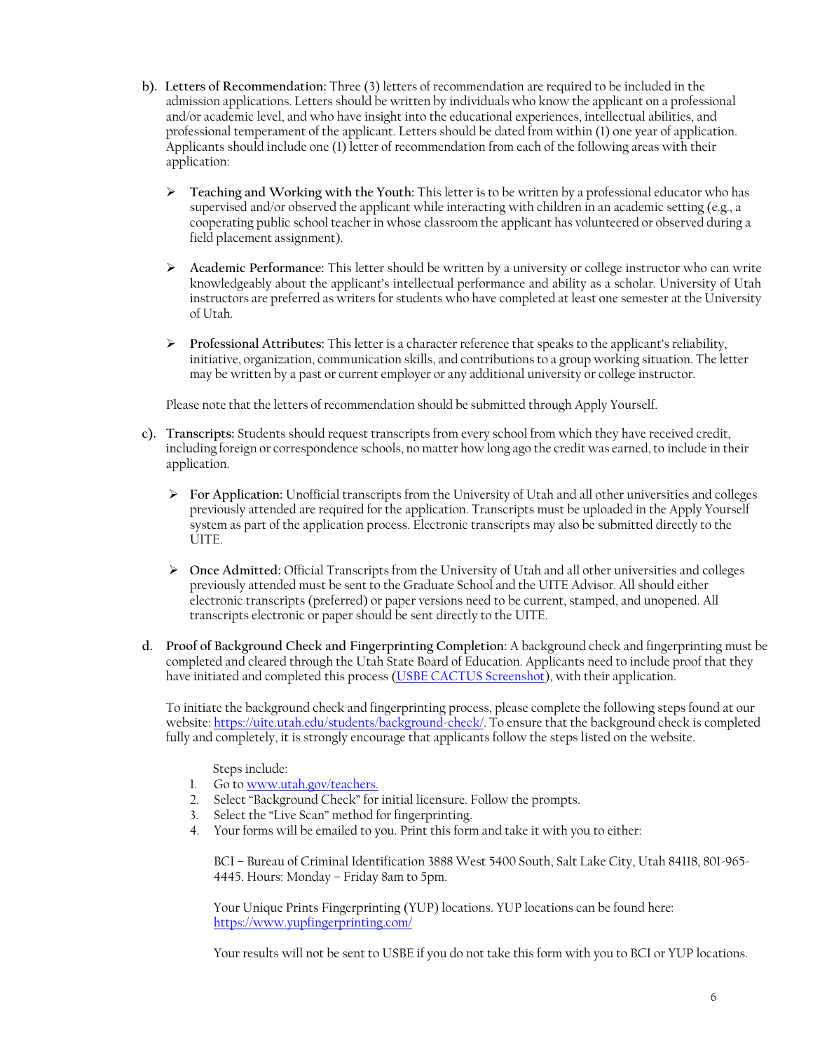b). **Letters of Recommendation:** Three (3) letters of recommendation are required to be included in the admission applications. Letters should be written by individuals who know the applicant on a professional and/or academic level, and who have insight into the educational experiences, intellectual abilities, and professional temperament of the applicant. Letters should be dated from within (1) one year of application. Applicants should include one (1) letter of recommendation from each of the following areas with their application:

- **Teaching and Working with the Youth:** This letter is to be written by a professional educator who has supervised and/or observed the applicant while interacting with children in an academic setting (e.g., a cooperating public school teacher in whose classroom the applicant has volunteered or observed during a field placement assignment).

- **Academic Performance:** This letter should be written by a university or college instructor who can write knowledgeably about the applicant's intellectual performance and ability as a scholar. University of Utah instructors are preferred as writers for students who have completed at least one semester at the University of Utah.

- **Professional Attributes:** This letter is a character reference that speaks to the applicant's reliability, initiative, organization, communication skills, and contributions to a group working situation. The letter may be written by a past or current employer or any additional university or college instructor.

Please note that the letters of recommendation should be submitted through Apply Yourself.

c). **Transcripts:** Students should request transcripts from every school from which they have received credit, including foreign or correspondence schools, no matter how long ago the credit was earned, to include in their application.

- **For Application:** Unofficial transcripts from the University of Utah and all other universities and colleges previously attended are required for the application. Transcripts must be uploaded in the Apply Yourself system as part of the application process. Electronic transcripts may also be submitted directly to the UITE.

- **Once Admitted:** Official Transcripts from the University of Utah and all other universities and colleges previously attended must be sent to the Graduate School and the UITE Advisor. All should either electronic transcripts (preferred) or paper versions need to be current, stamped, and unopened. All transcripts electronic or paper should be sent directly to the UITE.

d. **Proof of Background Check and Fingerprinting Completion:** A background check and fingerprinting must be completed and cleared through the Utah State Board of Education. Applicants need to include proof that they have initiated and completed this process (USBE CACTUS Screenshot), with their application.

To initiate the background check and fingerprinting process, please complete the following steps found at our website: https://uite.utah.edu/students/background-check/. To ensure that the background check is completed fully and completely, it is strongly encourage that applicants follow the steps listed on the website.

Steps include:

1. Go to www.utah.gov/teachers.
2. Select "Background Check" for initial licensure. Follow the prompts.
3. Select the "Live Scan" method for fingerprinting.
4. Your forms will be emailed to you. Print this form and take it with you to either:

   BCI – Bureau of Criminal Identification 3888 West 5400 South, Salt Lake City, Utah 84118, 801-965-4445. Hours: Monday – Friday 8am to 5pm.

   Your Unique Prints Fingerprinting (YUP) locations. YUP locations can be found here: https://www.yupfingerprinting.com/

   Your results will not be sent to USBE if you do not take this form with you to BCI or YUP locations.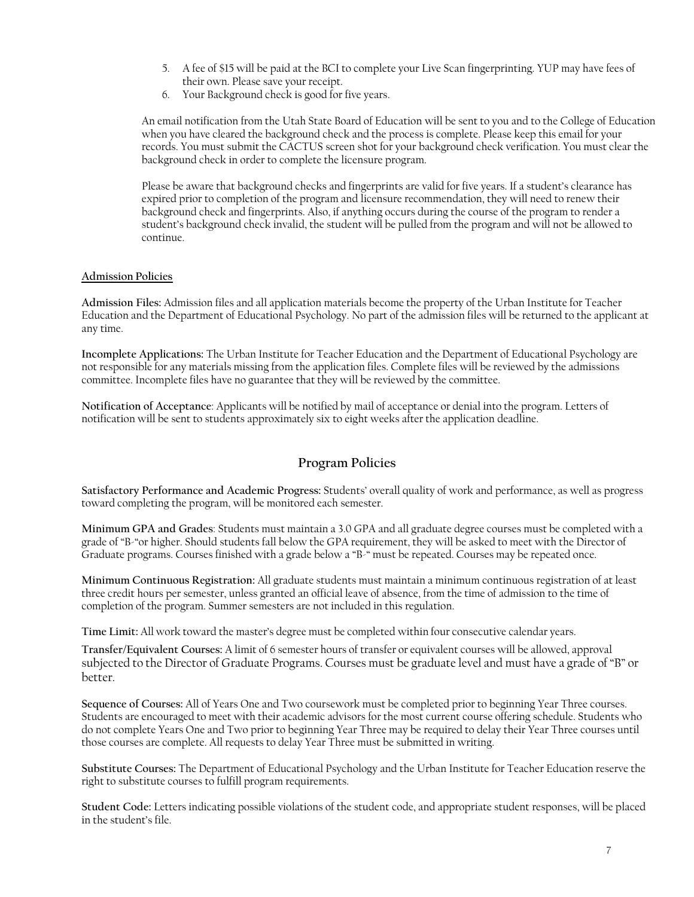5. A fee of $15 will be paid at the BCI to complete your Live Scan fingerprinting. YUP may have fees of their own. Please save your receipt.
6. Your Background check is good for five years.

An email notification from the Utah State Board of Education will be sent to you and to the College of Education when you have cleared the background check and the process is complete. Please keep this email for your records. You must submit the CACTUS screen shot for your background check verification. You must clear the background check in order to complete the licensure program.

Please be aware that background checks and fingerprints are valid for five years. If a student's clearance has expired prior to completion of the program and licensure recommendation, they will need to renew their background check and fingerprints. Also, if anything occurs during the course of the program to render a student's background check invalid, the student will be pulled from the program and will not be allowed to continue.

**Admission Policies**

**Admission Files:** Admission files and all application materials become the property of the Urban Institute for Teacher Education and the Department of Educational Psychology. No part of the admission files will be returned to the applicant at any time.

**Incomplete Applications:** The Urban Institute for Teacher Education and the Department of Educational Psychology are not responsible for any materials missing from the application files. Complete files will be reviewed by the admissions committee. Incomplete files have no guarantee that they will be reviewed by the committee.

**Notification of Acceptance**: Applicants will be notified by mail of acceptance or denial into the program. Letters of notification will be sent to students approximately six to eight weeks after the application deadline.

## Program Policies

**Satisfactory Performance and Academic Progress:** Students' overall quality of work and performance, as well as progress toward completing the program, will be monitored each semester.

**Minimum GPA and Grades**: Students must maintain a 3.0 GPA and all graduate degree courses must be completed with a grade of "B-"or higher. Should students fall below the GPA requirement, they will be asked to meet with the Director of Graduate programs. Courses finished with a grade below a "B-" must be repeated. Courses may be repeated once.

**Minimum Continuous Registration:** All graduate students must maintain a minimum continuous registration of at least three credit hours per semester, unless granted an official leave of absence, from the time of admission to the time of completion of the program. Summer semesters are not included in this regulation.

**Time Limit:** All work toward the master's degree must be completed within four consecutive calendar years.

**Transfer/Equivalent Courses:** A limit of 6 semester hours of transfer or equivalent courses will be allowed, approval subjected to the Director of Graduate Programs. Courses must be graduate level and must have a grade of "B" or better.

**Sequence of Courses:** All of Years One and Two coursework must be completed prior to beginning Year Three courses. Students are encouraged to meet with their academic advisors for the most current course offering schedule. Students who do not complete Years One and Two prior to beginning Year Three may be required to delay their Year Three courses until those courses are complete. All requests to delay Year Three must be submitted in writing.

**Substitute Courses:** The Department of Educational Psychology and the Urban Institute for Teacher Education reserve the right to substitute courses to fulfill program requirements.

**Student Code:** Letters indicating possible violations of the student code, and appropriate student responses, will be placed in the student's file.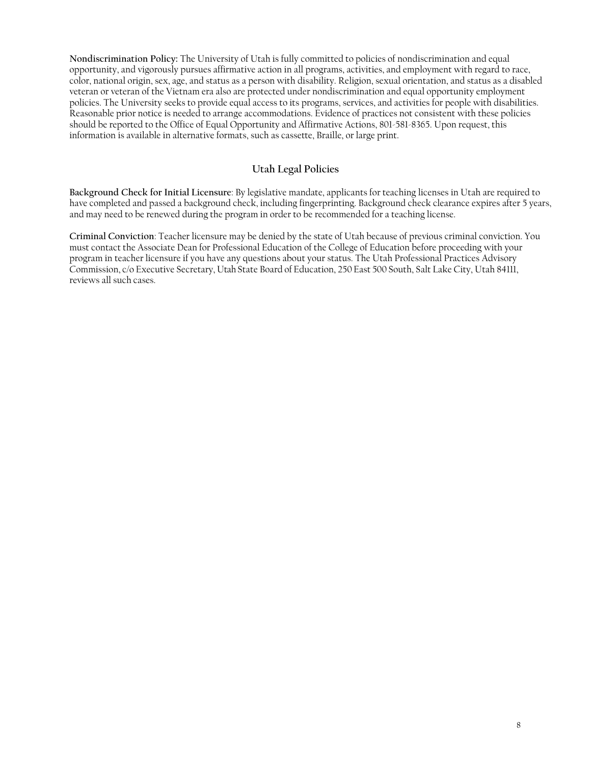**Nondiscrimination Policy:** The University of Utah is fully committed to policies of nondiscrimination and equal opportunity, and vigorously pursues affirmative action in all programs, activities, and employment with regard to race, color, national origin, sex, age, and status as a person with disability. Religion, sexual orientation, and status as a disabled veteran or veteran of the Vietnam era also are protected under nondiscrimination and equal opportunity employment policies. The University seeks to provide equal access to its programs, services, and activities for people with disabilities. Reasonable prior notice is needed to arrange accommodations. Evidence of practices not consistent with these policies should be reported to the Office of Equal Opportunity and Affirmative Actions, 801-581-8365. Upon request, this information is available in alternative formats, such as cassette, Braille, or large print.

## Utah Legal Policies

**Background Check for Initial Licensure**: By legislative mandate, applicants for teaching licenses in Utah are required to have completed and passed a background check, including fingerprinting. Background check clearance expires after 5 years, and may need to be renewed during the program in order to be recommended for a teaching license.

**Criminal Conviction**: Teacher licensure may be denied by the state of Utah because of previous criminal conviction. You must contact the Associate Dean for Professional Education of the College of Education before proceeding with your program in teacher licensure if you have any questions about your status. The Utah Professional Practices Advisory Commission, c/o Executive Secretary, Utah State Board of Education, 250 East 500 South, Salt Lake City, Utah 84111, reviews all such cases.